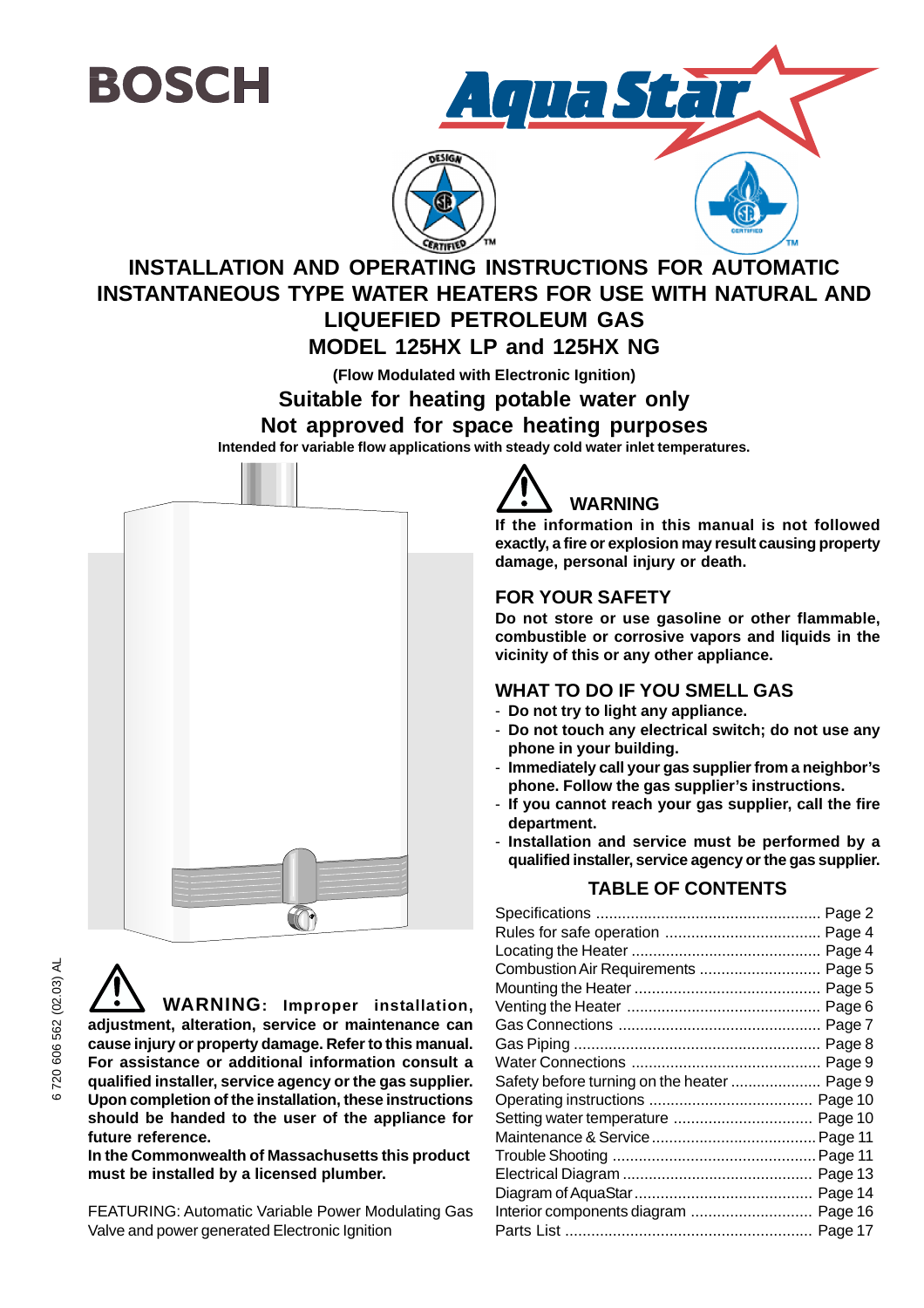BOSCH

Aqua Star

# INSTALLATION AND OPERATING INSTRUCTIONS FOR AUTOMATIC INSTANTANEOUS TYPE WATER HEATERS FOR USE WITH NATURAL AND LIQUEFIED PETROLEUM GAS

# MODEL 125HX LP and 125HX NG

**(Flow Modulated with Electronic Ignition)**

## Suitable for heating potable water only

## Not approved for space heating purposes

**Intended for variable flow applications with steady cold water inlet temperatures.**

### WARNING

**If the information in this manual is not followed exactly, a fire or explosion may result causing property damage, personal injury or death.**

### FOR YOUR SAFETY

**Do not store or use gasoline or other flammable, combustible or corrosive vapors and liquids in the vicinity of this or any other appliance.**

### WHAT TO DO IF YOU SMELL GAS

- **Do not try to light any appliance.**
- **Do not touch any electrical switch; do not use any phone in your building.**
- **Immediately call your gas supplier from a neighbor's phone. Follow the gas supplier's instructions.**
- **If you cannot reach your gas supplier, call the fire department.**
- **Installation and service must be performed by a qualified installer, service agency or the gas supplier.**

### TABLE OF CONTENTS

| | |
|---|---|
| Specifications | Page 2 |
| Rules for safe operation | Page 4 |
| Locating the Heater | Page 4 |
| Combustion Air Requirements | Page 5 |
| Mounting the Heater | Page 5 |
| Venting the Heater | Page 6 |
| Gas Connections | Page 7 |
| Gas Piping | Page 8 |
| Water Connections | Page 9 |
| Safety before turning on the heater | Page 9 |
| Operating instructions | Page 10 |
| Setting water temperature | Page 10 |
| Maintenance & Service | Page 11 |
| Trouble Shooting | Page 11 |
| Electrical Diagram | Page 13 |
| Diagram of AquaStar | Page 14 |
| Interior components diagram | Page 16 |
| Parts List | Page 17 |

**WARNING: Improper installation, adjustment, alteration, service or maintenance can cause injury or property damage. Refer to this manual. For assistance or additional information consult a qualified installer, service agency or the gas supplier. Upon completion of the installation, these instructions should be handed to the user of the appliance for future reference.**

**In the Commonwealth of Massachusetts this product must be installed by a licensed plumber.**

FEATURING: Automatic Variable Power Modulating Gas Valve and power generated Electronic Ignition

6 720 606 562 (02.03) AL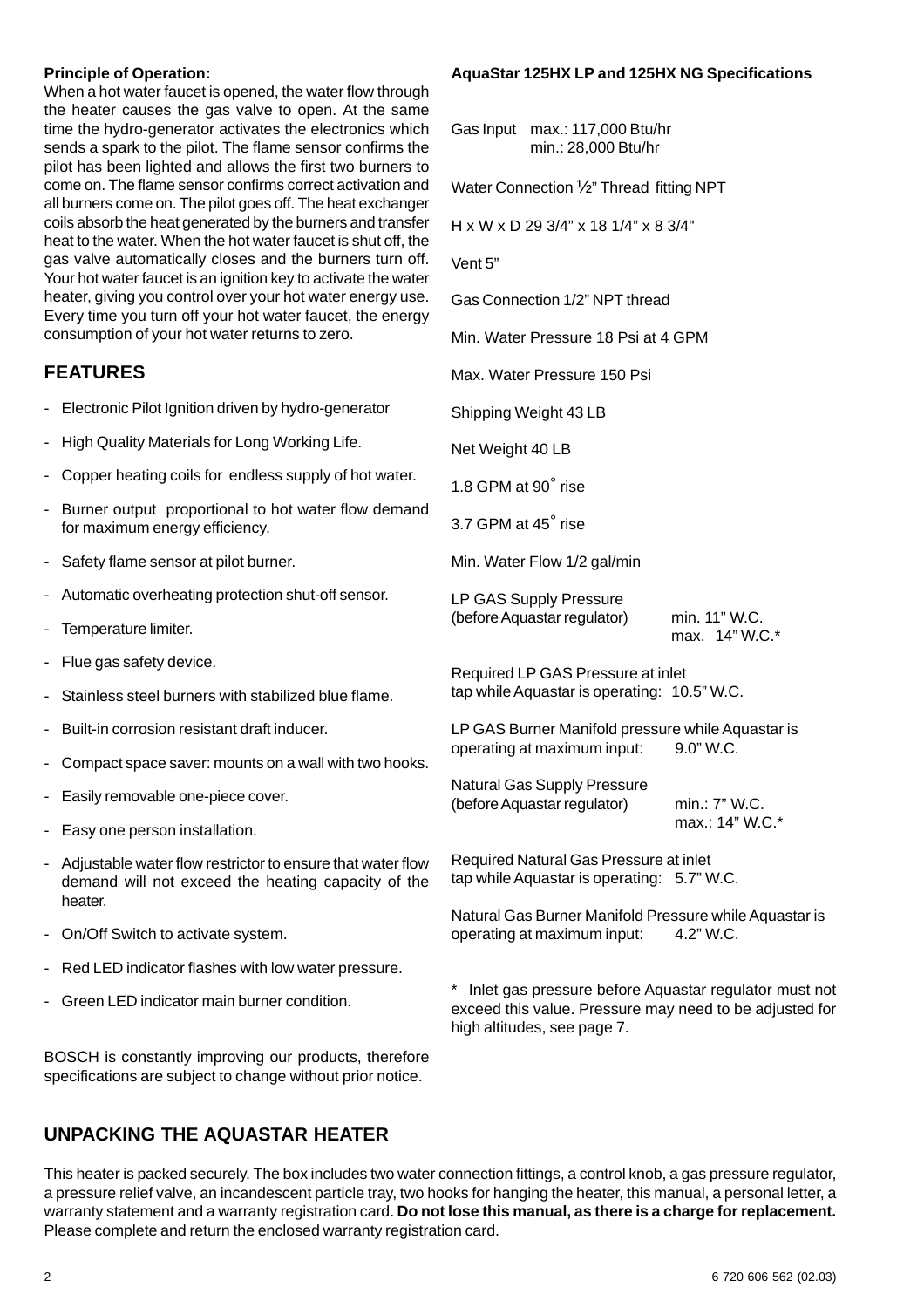**Principle of Operation:**

When a hot water faucet is opened, the water flow through the heater causes the gas valve to open. At the same time the hydro-generator activates the electronics which sends a spark to the pilot. The flame sensor confirms the pilot has been lighted and allows the first two burners to come on. The flame sensor confirms correct activation and all burners come on. The pilot goes off. The heat exchanger coils absorb the heat generated by the burners and transfer heat to the water. When the hot water faucet is shut off, the gas valve automatically closes and the burners turn off. Your hot water faucet is an ignition key to activate the water heater, giving you control over your hot water energy use. Every time you turn off your hot water faucet, the energy consumption of your hot water returns to zero.

## FEATURES

- Electronic Pilot Ignition driven by hydro-generator
- High Quality Materials for Long Working Life.
- Copper heating coils for endless supply of hot water.
- Burner output proportional to hot water flow demand for maximum energy efficiency.
- Safety flame sensor at pilot burner.
- Automatic overheating protection shut-off sensor.
- Temperature limiter.
- Flue gas safety device.
- Stainless steel burners with stabilized blue flame.
- Built-in corrosion resistant draft inducer.
- Compact space saver: mounts on a wall with two hooks.
- Easily removable one-piece cover.
- Easy one person installation.
- Adjustable water flow restrictor to ensure that water flow demand will not exceed the heating capacity of the heater.
- On/Off Switch to activate system.
- Red LED indicator flashes with low water pressure.
- Green LED indicator main burner condition.

BOSCH is constantly improving our products, therefore specifications are subject to change without prior notice.

**AquaStar 125HX LP and 125HX NG Specifications**

Gas Input max.: 117,000 Btu/hr
min.: 28,000 Btu/hr

Water Connection ½" Thread fitting NPT

H x W x D 29 3/4" x 18 1/4" x 8 3/4"

Vent 5"

Gas Connection 1/2" NPT thread

Min. Water Pressure 18 Psi at 4 GPM

Max. Water Pressure 150 Psi

Shipping Weight 43 LB

Net Weight 40 LB

1.8 GPM at 90° rise

3.7 GPM at 45° rise

Min. Water Flow 1/2 gal/min

LP GAS Supply Pressure
(before Aquastar regulator) min. 11" W.C.
max. 14" W.C.*

Required LP GAS Pressure at inlet
tap while Aquastar is operating: 10.5" W.C.

LP GAS Burner Manifold pressure while Aquastar is operating at maximum input: 9.0" W.C.

Natural Gas Supply Pressure
(before Aquastar regulator) min.: 7" W.C.
max.: 14" W.C.*

Required Natural Gas Pressure at inlet
tap while Aquastar is operating: 5.7" W.C.

Natural Gas Burner Manifold Pressure while Aquastar is operating at maximum input: 4.2" W.C.

\* Inlet gas pressure before Aquastar regulator must not exceed this value. Pressure may need to be adjusted for high altitudes, see page 7.

## UNPACKING THE AQUASTAR HEATER

This heater is packed securely. The box includes two water connection fittings, a control knob, a gas pressure regulator, a pressure relief valve, an incandescent particle tray, two hooks for hanging the heater, this manual, a personal letter, a warranty statement and a warranty registration card. **Do not lose this manual, as there is a charge for replacement.** Please complete and return the enclosed warranty registration card.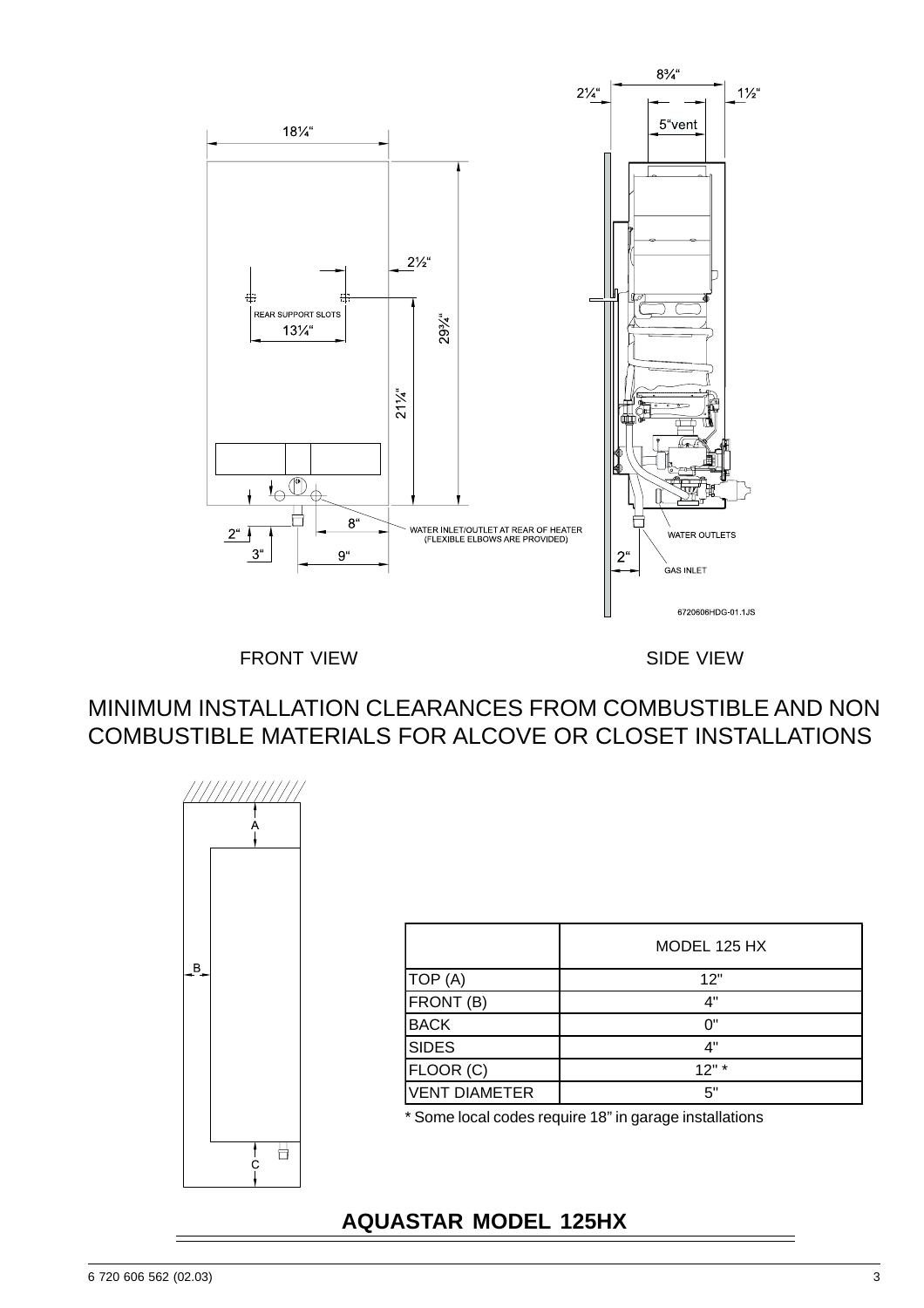FRONT VIEW

SIDE VIEW

## MINIMUM INSTALLATION CLEARANCES FROM COMBUSTIBLE AND NON COMBUSTIBLE MATERIALS FOR ALCOVE OR CLOSET INSTALLATIONS

| | MODEL 125 HX |
|---|---|
| TOP (A) | 12" |
| FRONT (B) | 4" |
| BACK | 0" |
| SIDES | 4" |
| FLOOR (C) | 12" * |
| VENT DIAMETER | 5" |

* Some local codes require 18" in garage installations

## AQUASTAR MODEL 125HX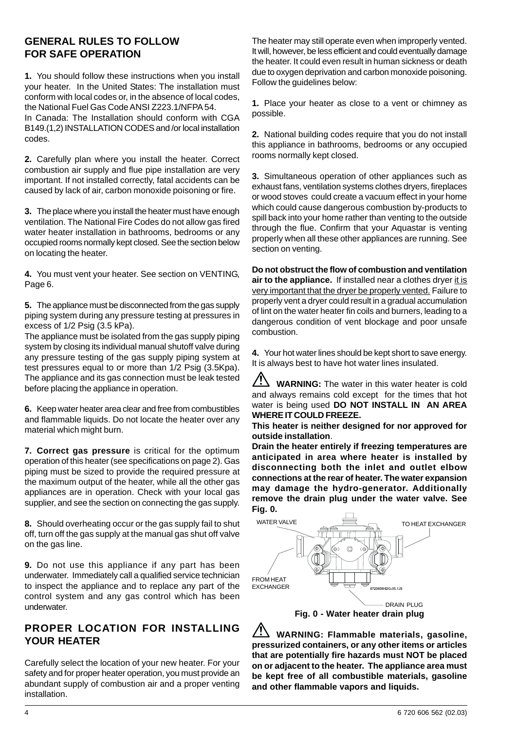## GENERAL RULES TO FOLLOW FOR SAFE OPERATION

**1.** You should follow these instructions when you install your heater. In the United States: The installation must conform with local codes or, in the absence of local codes, the National Fuel Gas Code ANSI Z223.1/NFPA 54.
In Canada: The Installation should conform with CGA B149.(1,2) INSTALLATION CODES and /or local installation codes.

**2.** Carefully plan where you install the heater. Correct combustion air supply and flue pipe installation are very important. If not installed correctly, fatal accidents can be caused by lack of air, carbon monoxide poisoning or fire.

**3.** The place where you install the heater must have enough ventilation. The National Fire Codes do not allow gas fired water heater installation in bathrooms, bedrooms or any occupied rooms normally kept closed. See the section below on locating the heater.

**4.** You must vent your heater. See section on VENTING, Page 6.

**5.** The appliance must be disconnected from the gas supply piping system during any pressure testing at pressures in excess of 1/2 Psig (3.5 kPa).
The appliance must be isolated from the gas supply piping system by closing its individual manual shutoff valve during any pressure testing of the gas supply piping system at test pressures equal to or more than 1/2 Psig (3.5Kpa). The appliance and its gas connection must be leak tested before placing the appliance in operation.

**6.** Keep water heater area clear and free from combustibles and flammable liquids. Do not locate the heater over any material which might burn.

**7. Correct gas pressure** is critical for the optimum operation of this heater (see specifications on page 2). Gas piping must be sized to provide the required pressure at the maximum output of the heater, while all the other gas appliances are in operation. Check with your local gas supplier, and see the section on connecting the gas supply.

**8.** Should overheating occur or the gas supply fail to shut off, turn off the gas supply at the manual gas shut off valve on the gas line.

**9.** Do not use this appliance if any part has been underwater. Immediately call a qualified service technician to inspect the appliance and to replace any part of the control system and any gas control which has been underwater.

## PROPER LOCATION FOR INSTALLING YOUR HEATER

Carefully select the location of your new heater. For your safety and for proper heater operation, you must provide an abundant supply of combustion air and a proper venting installation.

The heater may still operate even when improperly vented. It will, however, be less efficient and could eventually damage the heater. It could even result in human sickness or death due to oxygen deprivation and carbon monoxide poisoning. Follow the guidelines below:

**1.** Place your heater as close to a vent or chimney as possible.

**2.** National building codes require that you do not install this appliance in bathrooms, bedrooms or any occupied rooms normally kept closed.

**3.** Simultaneous operation of other appliances such as exhaust fans, ventilation systems clothes dryers, fireplaces or wood stoves could create a vacuum effect in your home which could cause dangerous combustion by-products to spill back into your home rather than venting to the outside through the flue. Confirm that your Aquastar is venting properly when all these other appliances are running. See section on venting.

**Do not obstruct the flow of combustion and ventilation air to the appliance.** If installed near a clothes dryer it is very important that the dryer be properly vented. Failure to properly vent a dryer could result in a gradual accumulation of lint on the water heater fin coils and burners, leading to a dangerous condition of vent blockage and poor unsafe combustion.

**4.** Your hot water lines should be kept short to save energy. It is always best to have hot water lines insulated.

⚠ **WARNING:** The water in this water heater is cold and always remains cold except for the times that hot water is being used **DO NOT INSTALL IN AN AREA WHERE IT COULD FREEZE.**

**This heater is neither designed for nor approved for outside installation**.

**Drain the heater entirely if freezing temperatures are anticipated in area where heater is installed by disconnecting both the inlet and outlet elbow connections at the rear of heater. The water expansion may damage the hydro-generator. Additionally remove the drain plug under the water valve. See Fig. 0.**

WATER VALVE — TO HEAT EXCHANGER — FROM HEAT EXCHANGER — DRAIN PLUG

**Fig. 0 - Water heater drain plug**

⚠ **WARNING: Flammable materials, gasoline, pressurized containers, or any other items or articles that are potentially fire hazards must NOT be placed on or adjacent to the heater. The appliance area must be kept free of all combustible materials, gasoline and other flammable vapors and liquids.**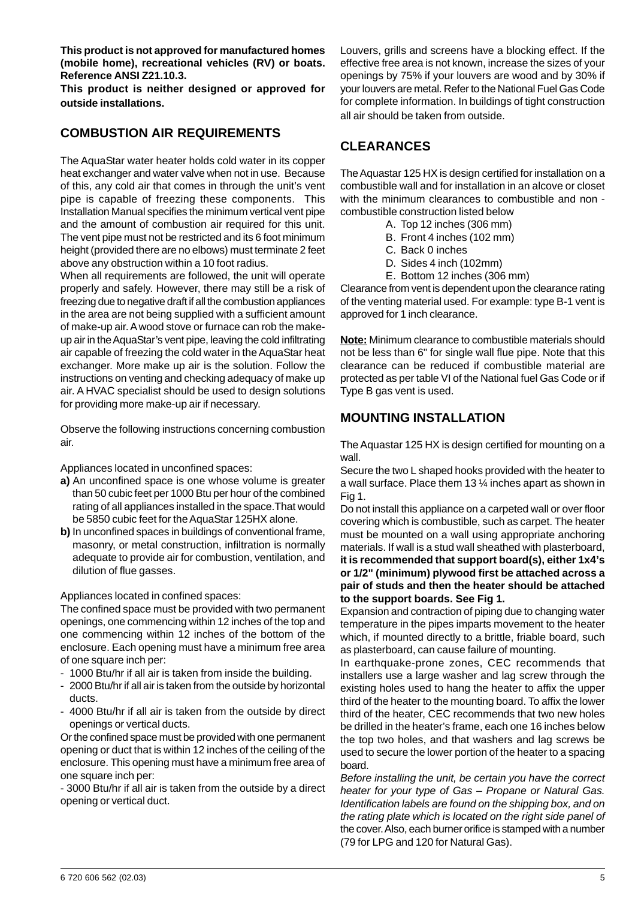**This product is not approved for manufactured homes (mobile home), recreational vehicles (RV) or boats. Reference ANSI Z21.10.3.**

**This product is neither designed or approved for outside installations.**

## COMBUSTION AIR REQUIREMENTS

The AquaStar water heater holds cold water in its copper heat exchanger and water valve when not in use. Because of this, any cold air that comes in through the unit's vent pipe is capable of freezing these components. This Installation Manual specifies the minimum vertical vent pipe and the amount of combustion air required for this unit. The vent pipe must not be restricted and its 6 foot minimum height (provided there are no elbows) must terminate 2 feet above any obstruction within a 10 foot radius.

When all requirements are followed, the unit will operate properly and safely. However, there may still be a risk of freezing due to negative draft if all the combustion appliances in the area are not being supplied with a sufficient amount of make-up air. A wood stove or furnace can rob the make-up air in the AquaStar's vent pipe, leaving the cold infiltrating air capable of freezing the cold water in the AquaStar heat exchanger. More make up air is the solution. Follow the instructions on venting and checking adequacy of make up air. A HVAC specialist should be used to design solutions for providing more make-up air if necessary.

Observe the following instructions concerning combustion air.

Appliances located in unconfined spaces:

**a)** An unconfined space is one whose volume is greater than 50 cubic feet per 1000 Btu per hour of the combined rating of all appliances installed in the space.That would be 5850 cubic feet for the AquaStar 125HX alone.

**b)** In unconfined spaces in buildings of conventional frame, masonry, or metal construction, infiltration is normally adequate to provide air for combustion, ventilation, and dilution of flue gasses.

Appliances located in confined spaces:

The confined space must be provided with two permanent openings, one commencing within 12 inches of the top and one commencing within 12 inches of the bottom of the enclosure. Each opening must have a minimum free area of one square inch per:

- 1000 Btu/hr if all air is taken from inside the building.
- 2000 Btu/hr if all air is taken from the outside by horizontal ducts.
- 4000 Btu/hr if all air is taken from the outside by direct openings or vertical ducts.

Or the confined space must be provided with one permanent opening or duct that is within 12 inches of the ceiling of the enclosure. This opening must have a minimum free area of one square inch per:

- 3000 Btu/hr if all air is taken from the outside by a direct opening or vertical duct.

Louvers, grills and screens have a blocking effect. If the effective free area is not known, increase the sizes of your openings by 75% if your louvers are wood and by 30% if your louvers are metal. Refer to the National Fuel Gas Code for complete information. In buildings of tight construction all air should be taken from outside.

## CLEARANCES

The Aquastar 125 HX is design certified for installation on a combustible wall and for installation in an alcove or closet with the minimum clearances to combustible and non - combustible construction listed below

A. Top 12 inches (306 mm)
B. Front 4 inches (102 mm)
C. Back 0 inches
D. Sides 4 inch (102mm)
E. Bottom 12 inches (306 mm)

Clearance from vent is dependent upon the clearance rating of the venting material used. For example: type B-1 vent is approved for 1 inch clearance.

**Note:** Minimum clearance to combustible materials should not be less than 6" for single wall flue pipe. Note that this clearance can be reduced if combustible material are protected as per table VI of the National fuel Gas Code or if Type B gas vent is used.

## MOUNTING INSTALLATION

The Aquastar 125 HX is design certified for mounting on a wall.

Secure the two L shaped hooks provided with the heater to a wall surface. Place them 13 ¼ inches apart as shown in Fig 1.

Do not install this appliance on a carpeted wall or over floor covering which is combustible, such as carpet. The heater must be mounted on a wall using appropriate anchoring materials. If wall is a stud wall sheathed with plasterboard, **it is recommended that support board(s), either 1x4's or 1/2" (minimum) plywood first be attached across a pair of studs and then the heater should be attached to the support boards. See Fig 1.**

Expansion and contraction of piping due to changing water temperature in the pipes imparts movement to the heater which, if mounted directly to a brittle, friable board, such as plasterboard, can cause failure of mounting.

In earthquake-prone zones, CEC recommends that installers use a large washer and lag screw through the existing holes used to hang the heater to affix the upper third of the heater to the mounting board. To affix the lower third of the heater, CEC recommends that two new holes be drilled in the heater's frame, each one 16 inches below the top two holes, and that washers and lag screws be used to secure the lower portion of the heater to a spacing board.

*Before installing the unit, be certain you have the correct heater for your type of Gas – Propane or Natural Gas. Identification labels are found on the shipping box, and on the rating plate which is located on the right side panel of* the cover. Also, each burner orifice is stamped with a number (79 for LPG and 120 for Natural Gas).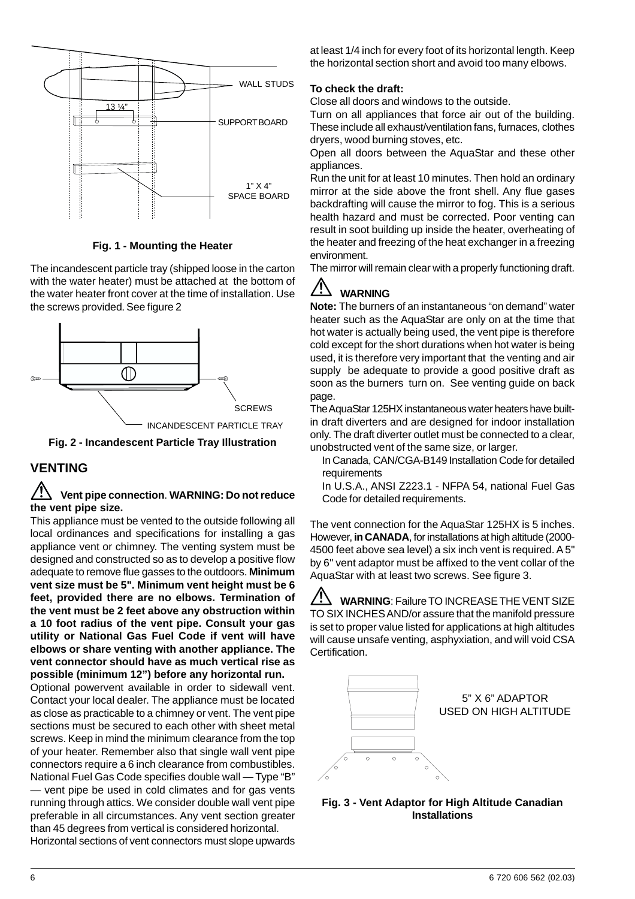WALL STUDS

13 ¼"

SUPPORT BOARD

1" X 4" SPACE BOARD

**Fig. 1 - Mounting the Heater**

The incandescent particle tray (shipped loose in the carton with the water heater) must be attached at the bottom of the water heater front cover at the time of installation. Use the screws provided. See figure 2

SCREWS

INCANDESCENT PARTICLE TRAY

**Fig. 2 - Incandescent Particle Tray Illustration**

## VENTING

**⚠ Vent pipe connection. WARNING: Do not reduce the vent pipe size.**

This appliance must be vented to the outside following all local ordinances and specifications for installing a gas appliance vent or chimney. The venting system must be designed and constructed so as to develop a positive flow adequate to remove flue gasses to the outdoors. **Minimum vent size must be 5". Minimum vent height must be 6 feet, provided there are no elbows. Termination of the vent must be 2 feet above any obstruction within a 10 foot radius of the vent pipe. Consult your gas utility or National Gas Fuel Code if vent will have elbows or share venting with another appliance. The vent connector should have as much vertical rise as possible (minimum 12") before any horizontal run.**

Optional powervent available in order to sidewall vent. Contact your local dealer. The appliance must be located as close as practicable to a chimney or vent. The vent pipe sections must be secured to each other with sheet metal screws. Keep in mind the minimum clearance from the top of your heater. Remember also that single wall vent pipe connectors require a 6 inch clearance from combustibles. National Fuel Gas Code specifies double wall — Type "B" — vent pipe be used in cold climates and for gas vents running through attics. We consider double wall vent pipe preferable in all circumstances. Any vent section greater than 45 degrees from vertical is considered horizontal.

Horizontal sections of vent connectors must slope upwards at least 1/4 inch for every foot of its horizontal length. Keep the horizontal section short and avoid too many elbows.

**To check the draft:**

Close all doors and windows to the outside.

Turn on all appliances that force air out of the building. These include all exhaust/ventilation fans, furnaces, clothes dryers, wood burning stoves, etc.

Open all doors between the AquaStar and these other appliances.

Run the unit for at least 10 minutes. Then hold an ordinary mirror at the side above the front shell. Any flue gases backdrafting will cause the mirror to fog. This is a serious health hazard and must be corrected. Poor venting can result in soot building up inside the heater, overheating of the heater and freezing of the heat exchanger in a freezing environment.

The mirror will remain clear with a properly functioning draft.

**⚠ WARNING**

**Note:** The burners of an instantaneous "on demand" water heater such as the AquaStar are only on at the time that hot water is actually being used, the vent pipe is therefore cold except for the short durations when hot water is being used, it is therefore very important that the venting and air supply be adequate to provide a good positive draft as soon as the burners turn on. See venting guide on back page.

The AquaStar 125HX instantaneous water heaters have built-in draft diverters and are designed for indoor installation only. The draft diverter outlet must be connected to a clear, unobstructed vent of the same size, or larger.

In Canada, CAN/CGA-B149 Installation Code for detailed requirements

In U.S.A., ANSI Z223.1 - NFPA 54, national Fuel Gas Code for detailed requirements.

The vent connection for the AquaStar 125HX is 5 inches. However, **in CANADA**, for installations at high altitude (2000-4500 feet above sea level) a six inch vent is required. A 5" by 6" vent adaptor must be affixed to the vent collar of the AquaStar with at least two screws. See figure 3.

**⚠ WARNING**: Failure TO INCREASE THE VENT SIZE TO SIX INCHES AND/or assure that the manifold pressure is set to proper value listed for applications at high altitudes will cause unsafe venting, asphyxiation, and will void CSA Certification.

5" X 6" ADAPTOR USED ON HIGH ALTITUDE

**Fig. 3 - Vent Adaptor for High Altitude Canadian Installations**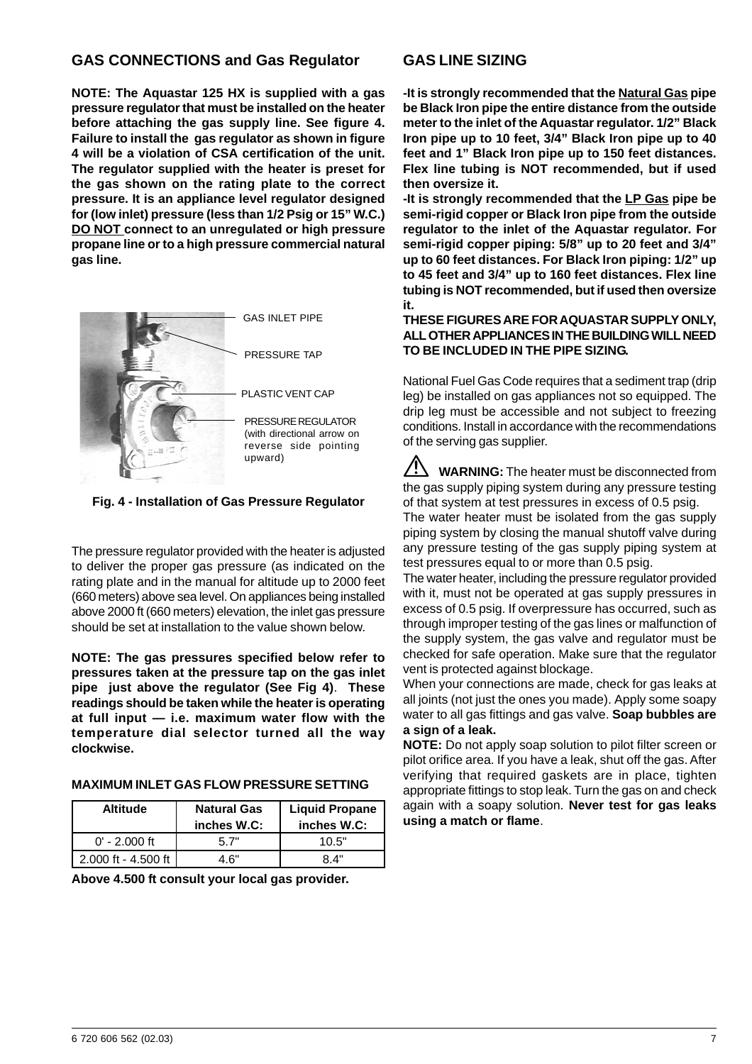## GAS CONNECTIONS and Gas Regulator

**NOTE: The Aquastar 125 HX is supplied with a gas pressure regulator that must be installed on the heater before attaching the gas supply line. See figure 4. Failure to install the gas regulator as shown in figure 4 will be a violation of CSA certification of the unit. The regulator supplied with the heater is preset for the gas shown on the rating plate to the correct pressure. It is an appliance level regulator designed for (low inlet) pressure (less than 1/2 Psig or 15" W.C.) DO NOT connect to an unregulated or high pressure propane line or to a high pressure commercial natural gas line.**

GAS INLET PIPE

PRESSURE TAP

PLASTIC VENT CAP

PRESSURE REGULATOR (with directional arrow on reverse side pointing upward)

**Fig. 4 - Installation of Gas Pressure Regulator**

The pressure regulator provided with the heater is adjusted to deliver the proper gas pressure (as indicated on the rating plate and in the manual for altitude up to 2000 feet (660 meters) above sea level. On appliances being installed above 2000 ft (660 meters) elevation, the inlet gas pressure should be set at installation to the value shown below.

**NOTE: The gas pressures specified below refer to pressures taken at the pressure tap on the gas inlet pipe just above the regulator (See Fig 4). These readings should be taken while the heater is operating at full input — i.e. maximum water flow with the temperature dial selector turned all the way clockwise.**

**MAXIMUM INLET GAS FLOW PRESSURE SETTING**

| Altitude | Natural Gas inches W.C: | Liquid Propane inches W.C: |
|---|---|---|
| 0' - 2.000 ft | 5.7" | 10.5" |
| 2.000 ft - 4.500 ft | 4.6" | 8.4" |

**Above 4.500 ft consult your local gas provider.**

## GAS LINE SIZING

**-It is strongly recommended that the Natural Gas pipe be Black Iron pipe the entire distance from the outside meter to the inlet of the Aquastar regulator. 1/2" Black Iron pipe up to 10 feet, 3/4" Black Iron pipe up to 40 feet and 1" Black Iron pipe up to 150 feet distances. Flex line tubing is NOT recommended, but if used then oversize it.**

**-It is strongly recommended that the LP Gas pipe be semi-rigid copper or Black Iron pipe from the outside regulator to the inlet of the Aquastar regulator. For semi-rigid copper piping: 5/8" up to 20 feet and 3/4" up to 60 feet distances. For Black Iron piping: 1/2" up to 45 feet and 3/4" up to 160 feet distances. Flex line tubing is NOT recommended, but if used then oversize it.**

**THESE FIGURES ARE FOR AQUASTAR SUPPLY ONLY, ALL OTHER APPLIANCES IN THE BUILDING WILL NEED TO BE INCLUDED IN THE PIPE SIZING.**

National Fuel Gas Code requires that a sediment trap (drip leg) be installed on gas appliances not so equipped. The drip leg must be accessible and not subject to freezing conditions. Install in accordance with the recommendations of the serving gas supplier.

**WARNING:** The heater must be disconnected from the gas supply piping system during any pressure testing of that system at test pressures in excess of 0.5 psig.

The water heater must be isolated from the gas supply piping system by closing the manual shutoff valve during any pressure testing of the gas supply piping system at test pressures equal to or more than 0.5 psig.

The water heater, including the pressure regulator provided with it, must not be operated at gas supply pressures in excess of 0.5 psig. If overpressure has occurred, such as through improper testing of the gas lines or malfunction of the supply system, the gas valve and regulator must be checked for safe operation. Make sure that the regulator vent is protected against blockage.

When your connections are made, check for gas leaks at all joints (not just the ones you made). Apply some soapy water to all gas fittings and gas valve. **Soap bubbles are a sign of a leak.**

**NOTE:** Do not apply soap solution to pilot filter screen or pilot orifice area. If you have a leak, shut off the gas. After verifying that required gaskets are in place, tighten appropriate fittings to stop leak. Turn the gas on and check again with a soapy solution. **Never test for gas leaks using a match or flame**.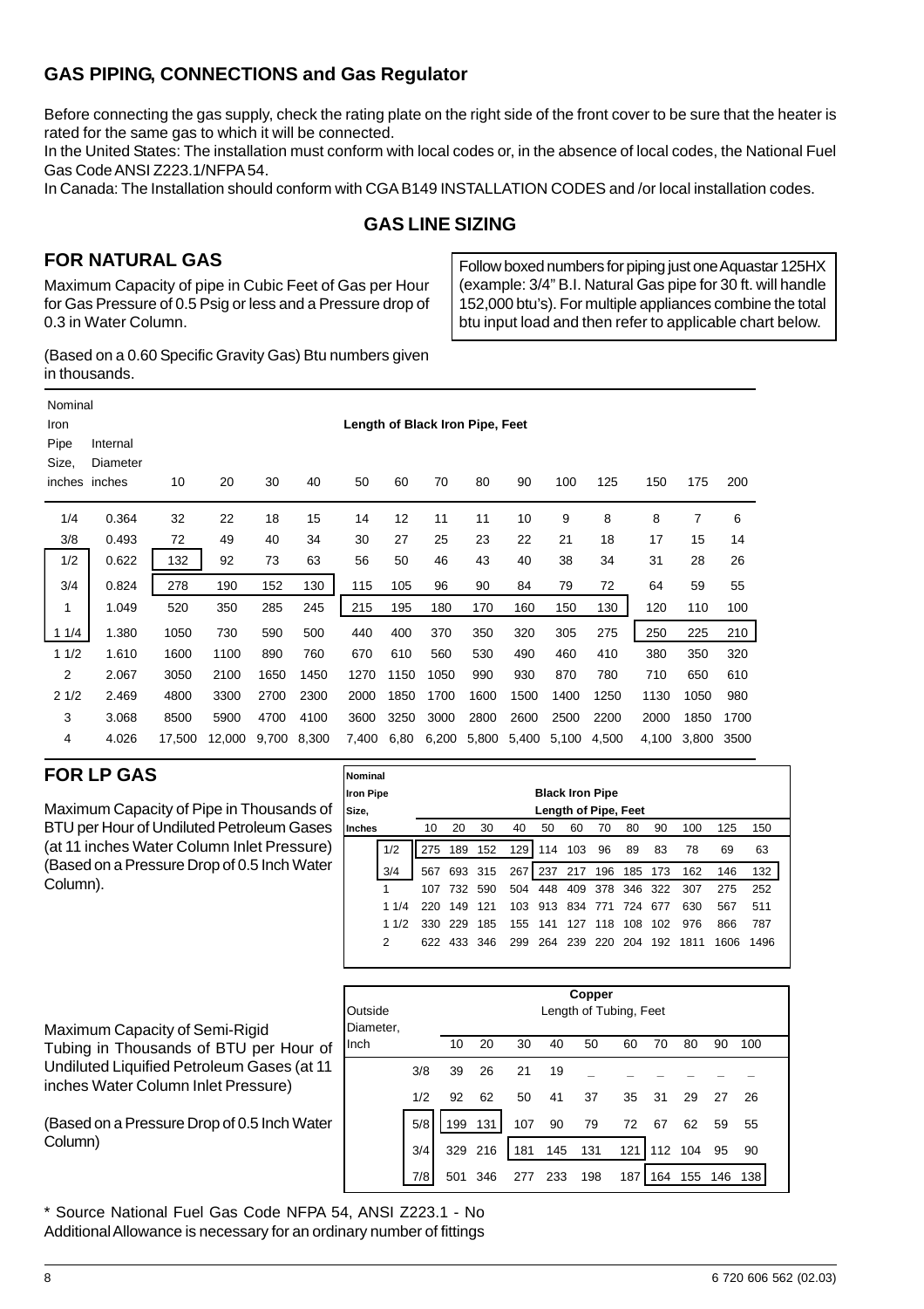## GAS PIPING, CONNECTIONS and Gas Regulator

Before connecting the gas supply, check the rating plate on the right side of the front cover to be sure that the heater is rated for the same gas to which it will be connected.

In the United States: The installation must conform with local codes or, in the absence of local codes, the National Fuel Gas Code ANSI Z223.1/NFPA 54.

In Canada: The Installation should conform with CGA B149 INSTALLATION CODES and /or local installation codes.

### GAS LINE SIZING

### FOR NATURAL GAS

Maximum Capacity of pipe in Cubic Feet of Gas per Hour for Gas Pressure of 0.5 Psig or less and a Pressure drop of 0.3 in Water Column.

Follow boxed numbers for piping just one Aquastar 125HX (example: 3/4" B.I. Natural Gas pipe for 30 ft. will handle 152,000 btu's). For multiple appliances combine the total btu input load and then refer to applicable chart below.

(Based on a 0.60 Specific Gravity Gas) Btu numbers given in thousands.

| Nominal Iron Pipe Size, inches | Internal Diameter inches | Length of Black Iron Pipe, Feet | | | | | | | | | | | | | |
|---|---|---|---|---|---|---|---|---|---|---|---|---|---|---|---|
| | | 10 | 20 | 30 | 40 | 50 | 60 | 70 | 80 | 90 | 100 | 125 | 150 | 175 | 200 |
| 1/4 | 0.364 | 32 | 22 | 18 | 15 | 14 | 12 | 11 | 11 | 10 | 9 | 8 | 8 | 7 | 6 |
| 3/8 | 0.493 | 72 | 49 | 40 | 34 | 30 | 27 | 25 | 23 | 22 | 21 | 18 | 17 | 15 | 14 |
| 1/2 | 0.622 | 132 | 92 | 73 | 63 | 56 | 50 | 46 | 43 | 40 | 38 | 34 | 31 | 28 | 26 |
| 3/4 | 0.824 | 278 | 190 | 152 | 130 | 115 | 105 | 96 | 90 | 84 | 79 | 72 | 64 | 59 | 55 |
| 1 | 1.049 | 520 | 350 | 285 | 245 | 215 | 195 | 180 | 170 | 160 | 150 | 130 | 120 | 110 | 100 |
| 1 1/4 | 1.380 | 1050 | 730 | 590 | 500 | 440 | 400 | 370 | 350 | 320 | 305 | 275 | 250 | 225 | 210 |
| 1 1/2 | 1.610 | 1600 | 1100 | 890 | 760 | 670 | 610 | 560 | 530 | 490 | 460 | 410 | 380 | 350 | 320 |
| 2 | 2.067 | 3050 | 2100 | 1650 | 1450 | 1270 | 1150 | 1050 | 990 | 930 | 870 | 780 | 710 | 650 | 610 |
| 2 1/2 | 2.469 | 4800 | 3300 | 2700 | 2300 | 2000 | 1850 | 1700 | 1600 | 1500 | 1400 | 1250 | 1130 | 1050 | 980 |
| 3 | 3.068 | 8500 | 5900 | 4700 | 4100 | 3600 | 3250 | 3000 | 2800 | 2600 | 2500 | 2200 | 2000 | 1850 | 1700 |
| 4 | 4.026 | 17,500 | 12,000 | 9,700 | 8,300 | 7,400 | 6,80 | 6,200 | 5,800 | 5,400 | 5,100 | 4,500 | 4,100 | 3,800 | 3500 |

### FOR LP GAS

Maximum Capacity of Pipe in Thousands of BTU per Hour of Undiluted Petroleum Gases (at 11 inches Water Column Inlet Pressure) (Based on a Pressure Drop of 0.5 Inch Water Column).

| Nominal Iron Pipe Size, Inches | Black Iron Pipe Length of Pipe, Feet | | | | | | | | | | | |
|---|---|---|---|---|---|---|---|---|---|---|---|---|
| | 10 | 20 | 30 | 40 | 50 | 60 | 70 | 80 | 90 | 100 | 125 | 150 |
| 1/2 | 275 | 189 | 152 | 129 | 114 | 103 | 96 | 89 | 83 | 78 | 69 | 63 |
| 3/4 | 567 | 693 | 315 | 267 | 237 | 217 | 196 | 185 | 173 | 162 | 146 | 132 |
| 1 | 107 | 732 | 590 | 504 | 448 | 409 | 378 | 346 | 322 | 307 | 275 | 252 |
| 1 1/4 | 220 | 149 | 121 | 103 | 913 | 834 | 771 | 724 | 677 | 630 | 567 | 511 |
| 1 1/2 | 330 | 229 | 185 | 155 | 141 | 127 | 118 | 108 | 102 | 976 | 866 | 787 |
| 2 | 622 | 433 | 346 | 299 | 264 | 239 | 220 | 204 | 192 | 1811 | 1606 | 1496 |

Maximum Capacity of Semi-Rigid Tubing in Thousands of BTU per Hour of Undiluted Liquified Petroleum Gases (at 11 inches Water Column Inlet Pressure)

(Based on a Pressure Drop of 0.5 Inch Water Column)

| Outside Diameter, Inch | Copper Length of Tubing, Feet | | | | | | | | | |
|---|---|---|---|---|---|---|---|---|---|---|
| | 10 | 20 | 30 | 40 | 50 | 60 | 70 | 80 | 90 | 100 |
| 3/8 | 39 | 26 | 21 | 19 | _ | _ | _ | _ | _ | _ |
| 1/2 | 92 | 62 | 50 | 41 | 37 | 35 | 31 | 29 | 27 | 26 |
| 5/8 | 199 | 131 | 107 | 90 | 79 | 72 | 67 | 62 | 59 | 55 |
| 3/4 | 329 | 216 | 181 | 145 | 131 | 121 | 112 | 104 | 95 | 90 |
| 7/8 | 501 | 346 | 277 | 233 | 198 | 187 | 164 | 155 | 146 | 138 |

* Source National Fuel Gas Code NFPA 54, ANSI Z223.1 - No Additional Allowance is necessary for an ordinary number of fittings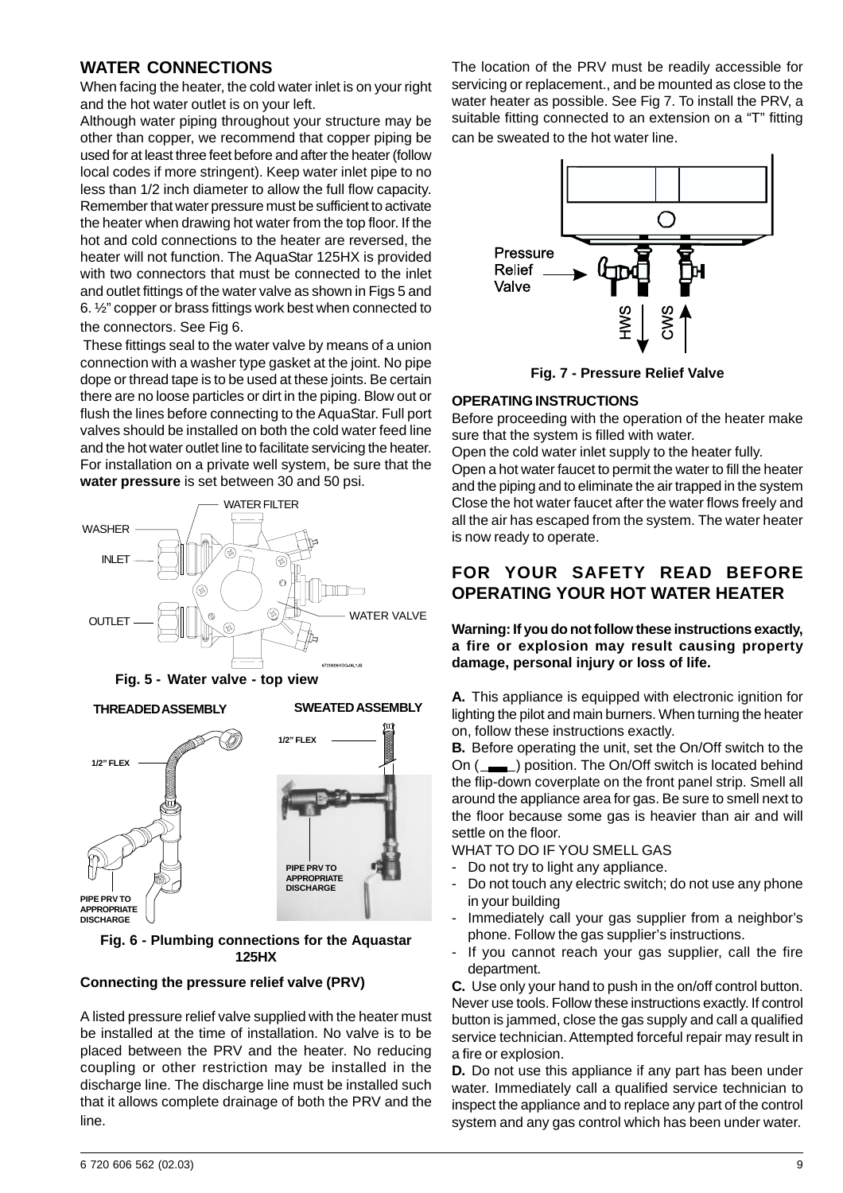## WATER CONNECTIONS

When facing the heater, the cold water inlet is on your right and the hot water outlet is on your left.

Although water piping throughout your structure may be other than copper, we recommend that copper piping be used for at least three feet before and after the heater (follow local codes if more stringent). Keep water inlet pipe to no less than 1/2 inch diameter to allow the full flow capacity. Remember that water pressure must be sufficient to activate the heater when drawing hot water from the top floor. If the hot and cold connections to the heater are reversed, the heater will not function. The AquaStar 125HX is provided with two connectors that must be connected to the inlet and outlet fittings of the water valve as shown in Figs 5 and 6. ½" copper or brass fittings work best when connected to the connectors. See Fig 6.

These fittings seal to the water valve by means of a union connection with a washer type gasket at the joint. No pipe dope or thread tape is to be used at these joints. Be certain there are no loose particles or dirt in the piping. Blow out or flush the lines before connecting to the AquaStar. Full port valves should be installed on both the cold water feed line and the hot water outlet line to facilitate servicing the heater. For installation on a private well system, be sure that the **water pressure** is set between 30 and 50 psi.

WATER FILTER
WASHER
INLET
OUTLET
WATER VALVE

**Fig. 5 - Water valve - top view**

**THREADED ASSEMBLY** — 1/2" FLEX — PIPE PRV TO APPROPRIATE DISCHARGE

**SWEATED ASSEMBLY** — 1/2" FLEX — PIPE PRV TO APPROPRIATE DISCHARGE

**Fig. 6 - Plumbing connections for the Aquastar 125HX**

### Connecting the pressure relief valve (PRV)

A listed pressure relief valve supplied with the heater must be installed at the time of installation. No valve is to be placed between the PRV and the heater. No reducing coupling or other restriction may be installed in the discharge line. The discharge line must be installed such that it allows complete drainage of both the PRV and the line.

The location of the PRV must be readily accessible for servicing or replacement., and be mounted as close to the water heater as possible. See Fig 7. To install the PRV, a suitable fitting connected to an extension on a "T" fitting can be sweated to the hot water line.

Pressure Relief Valve
HWS
CWS

**Fig. 7 - Pressure Relief Valve**

### OPERATING INSTRUCTIONS

Before proceeding with the operation of the heater make sure that the system is filled with water.

Open the cold water inlet supply to the heater fully.

Open a hot water faucet to permit the water to fill the heater and the piping and to eliminate the air trapped in the system Close the hot water faucet after the water flows freely and all the air has escaped from the system. The water heater is now ready to operate.

## FOR YOUR SAFETY READ BEFORE OPERATING YOUR HOT WATER HEATER

**Warning: If you do not follow these instructions exactly, a fire or explosion may result causing property damage, personal injury or loss of life.**

**A.** This appliance is equipped with electronic ignition for lighting the pilot and main burners. When turning the heater on, follow these instructions exactly.

**B.** Before operating the unit, set the On/Off switch to the On (▬) position. The On/Off switch is located behind the flip-down coverplate on the front panel strip. Smell all around the appliance area for gas. Be sure to smell next to the floor because some gas is heavier than air and will settle on the floor.

WHAT TO DO IF YOU SMELL GAS

- Do not try to light any appliance.
- Do not touch any electric switch; do not use any phone in your building
- Immediately call your gas supplier from a neighbor's phone. Follow the gas supplier's instructions.
- If you cannot reach your gas supplier, call the fire department.

**C.** Use only your hand to push in the on/off control button. Never use tools. Follow these instructions exactly. If control button is jammed, close the gas supply and call a qualified service technician. Attempted forceful repair may result in a fire or explosion.

**D.** Do not use this appliance if any part has been under water. Immediately call a qualified service technician to inspect the appliance and to replace any part of the control system and any gas control which has been under water.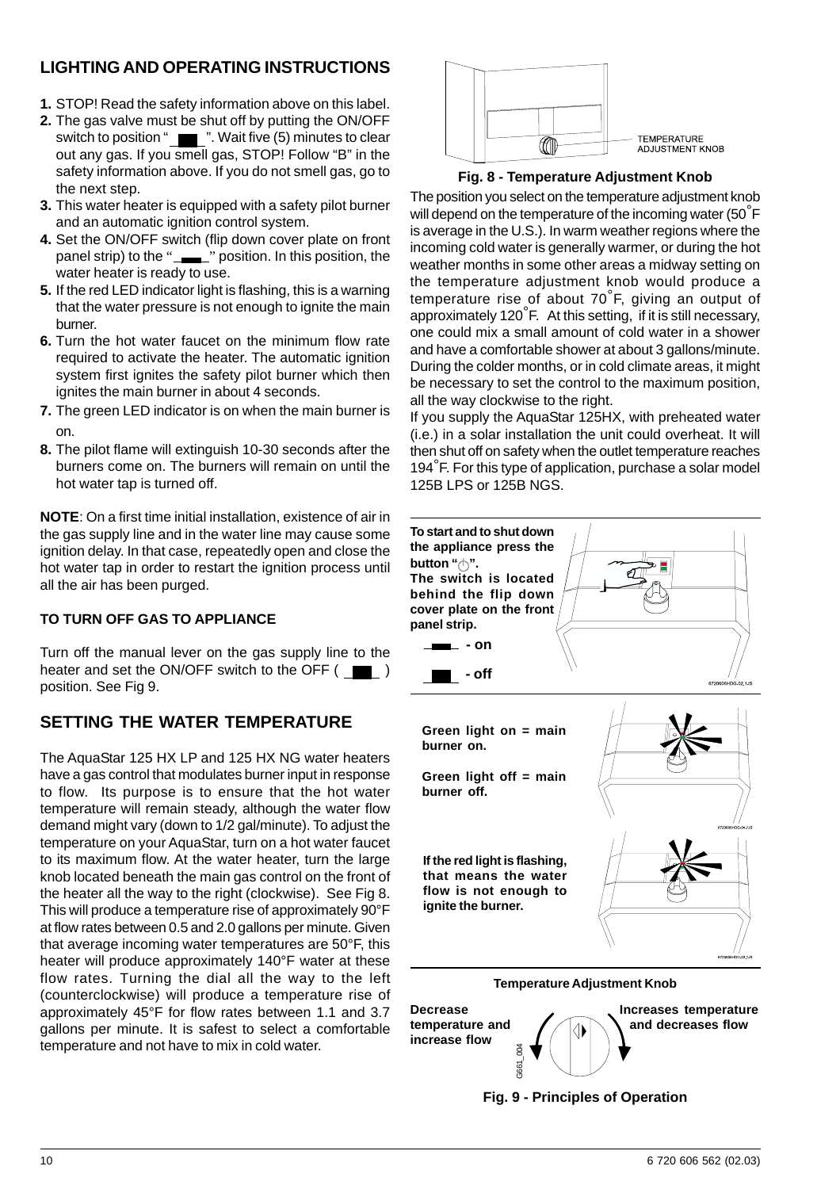## LIGHTING AND OPERATING INSTRUCTIONS

1. STOP! Read the safety information above on this label.
2. The gas valve must be shut off by putting the ON/OFF switch to position "  ". Wait five (5) minutes to clear out any gas. If you smell gas, STOP! Follow "B" in the safety information above. If you do not smell gas, go to the next step.
3. This water heater is equipped with a safety pilot burner and an automatic ignition control system.
4. Set the ON/OFF switch (flip down cover plate on front panel strip) to the "  " position. In this position, the water heater is ready to use.
5. If the red LED indicator light is flashing, this is a warning that the water pressure is not enough to ignite the main burner.
6. Turn the hot water faucet on the minimum flow rate required to activate the heater. The automatic ignition system first ignites the safety pilot burner which then ignites the main burner in about 4 seconds.
7. The green LED indicator is on when the main burner is on.
8. The pilot flame will extinguish 10-30 seconds after the burners come on. The burners will remain on until the hot water tap is turned off.

**NOTE**: On a first time initial installation, existence of air in the gas supply line and in the water line may cause some ignition delay. In that case, repeatedly open and close the hot water tap in order to restart the ignition process until all the air has been purged.

### TO TURN OFF GAS TO APPLIANCE

Turn off the manual lever on the gas supply line to the heater and set the ON/OFF switch to the OFF (  ) position. See Fig 9.

## SETTING THE WATER TEMPERATURE

The AquaStar 125 HX LP and 125 HX NG water heaters have a gas control that modulates burner input in response to flow. Its purpose is to ensure that the hot water temperature will remain steady, although the water flow demand might vary (down to 1/2 gal/minute). To adjust the temperature on your AquaStar, turn on a hot water faucet to its maximum flow. At the water heater, turn the large knob located beneath the main gas control on the front of the heater all the way to the right (clockwise). See Fig 8. This will produce a temperature rise of approximately 90°F at flow rates between 0.5 and 2.0 gallons per minute. Given that average incoming water temperatures are 50°F, this heater will produce approximately 140°F water at these flow rates. Turning the dial all the way to the left (counterclockwise) will produce a temperature rise of approximately 45°F for flow rates between 1.1 and 3.7 gallons per minute. It is safest to select a comfortable temperature and not have to mix in cold water.

TEMPERATURE ADJUSTMENT KNOB

**Fig. 8 - Temperature Adjustment Knob**

The position you select on the temperature adjustment knob will depend on the temperature of the incoming water (50°F is average in the U.S.). In warm weather regions where the incoming cold water is generally warmer, or during the hot weather months in some other areas a midway setting on the temperature adjustment knob would produce a temperature rise of about 70°F, giving an output of approximately 120°F. At this setting, if it is still necessary, one could mix a small amount of cold water in a shower and have a comfortable shower at about 3 gallons/minute. During the colder months, or in cold climate areas, it might be necessary to set the control to the maximum position, all the way clockwise to the right.

If you supply the AquaStar 125HX, with preheated water (i.e.) in a solar installation the unit could overheat. It will then shut off on safety when the outlet temperature reaches 194°F. For this type of application, purchase a solar model 125B LPS or 125B NGS.

**To start and to shut down the appliance press the button "⏻". The switch is located behind the flip down cover plate on the front panel strip.**

**- on**

**- off**

**Green light on = main burner on.**

**Green light off = main burner off.**

**If the red light is flashing, that means the water flow is not enough to ignite the burner.**

**Temperature Adjustment Knob**

**Decrease temperature and increase flow**

**Increases temperature and decreases flow**

**Fig. 9 - Principles of Operation**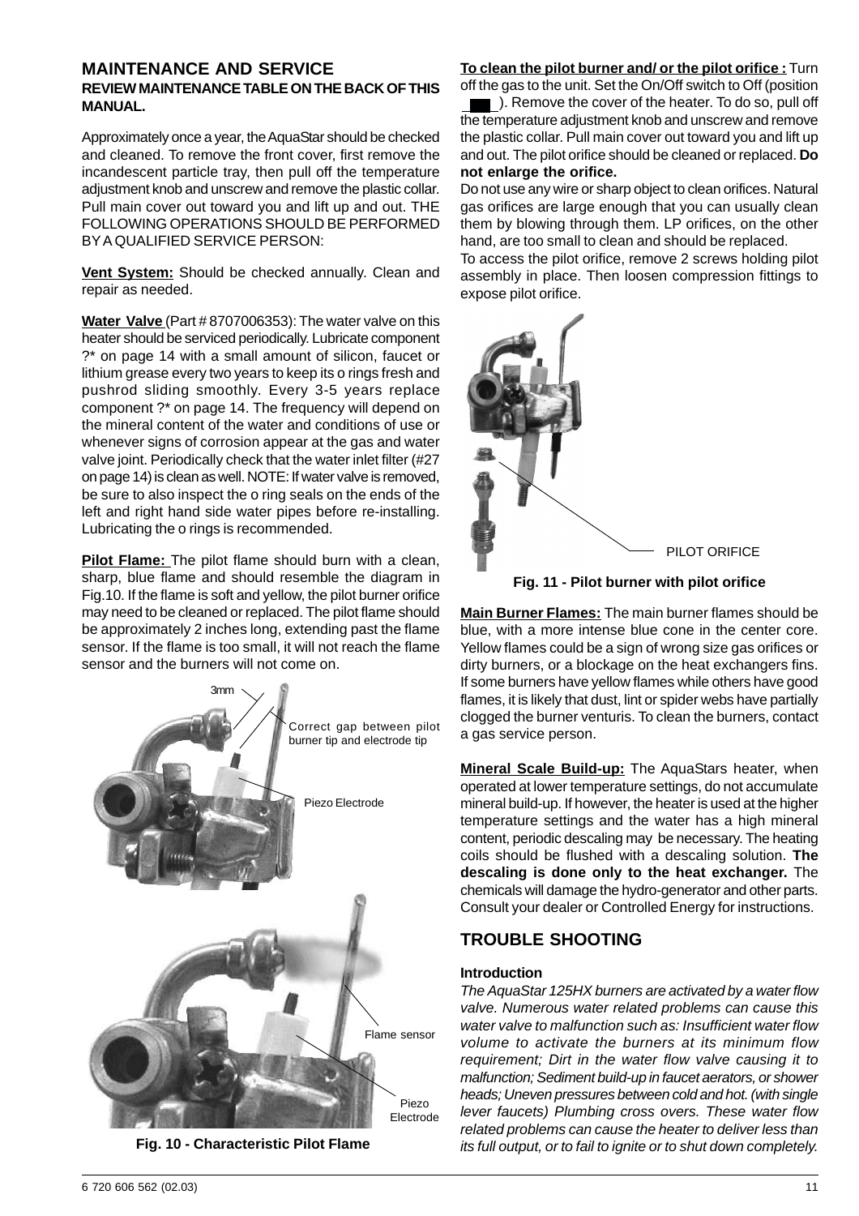## MAINTENANCE AND SERVICE

**REVIEW MAINTENANCE TABLE ON THE BACK OF THIS MANUAL.**

Approximately once a year, the AquaStar should be checked and cleaned. To remove the front cover, first remove the incandescent particle tray, then pull off the temperature adjustment knob and unscrew and remove the plastic collar. Pull main cover out toward you and lift up and out. THE FOLLOWING OPERATIONS SHOULD BE PERFORMED BY A QUALIFIED SERVICE PERSON:

**Vent System:** Should be checked annually. Clean and repair as needed.

**Water Valve** (Part # 8707006353): The water valve on this heater should be serviced periodically. Lubricate component ?* on page 14 with a small amount of silicon, faucet or lithium grease every two years to keep its o rings fresh and pushrod sliding smoothly. Every 3-5 years replace component ?* on page 14. The frequency will depend on the mineral content of the water and conditions of use or whenever signs of corrosion appear at the gas and water valve joint. Periodically check that the water inlet filter (#27 on page 14) is clean as well. NOTE: If water valve is removed, be sure to also inspect the o ring seals on the ends of the left and right hand side water pipes before re-installing. Lubricating the o rings is recommended.

**Pilot Flame:** The pilot flame should burn with a clean, sharp, blue flame and should resemble the diagram in Fig.10. If the flame is soft and yellow, the pilot burner orifice may need to be cleaned or replaced. The pilot flame should be approximately 2 inches long, extending past the flame sensor. If the flame is too small, it will not reach the flame sensor and the burners will not come on.

3mm

Correct gap between pilot burner tip and electrode tip

Piezo Electrode

Flame sensor

Piezo Electrode

**Fig. 10 - Characteristic Pilot Flame**

**To clean the pilot burner and/ or the pilot orifice :** Turn off the gas to the unit. Set the On/Off switch to Off (position ▬). Remove the cover of the heater. To do so, pull off the temperature adjustment knob and unscrew and remove the plastic collar. Pull main cover out toward you and lift up and out. The pilot orifice should be cleaned or replaced. **Do not enlarge the orifice.**

Do not use any wire or sharp object to clean orifices. Natural gas orifices are large enough that you can usually clean them by blowing through them. LP orifices, on the other hand, are too small to clean and should be replaced.

To access the pilot orifice, remove 2 screws holding pilot assembly in place. Then loosen compression fittings to expose pilot orifice.

PILOT ORIFICE

**Fig. 11 - Pilot burner with pilot orifice**

**Main Burner Flames:** The main burner flames should be blue, with a more intense blue cone in the center core. Yellow flames could be a sign of wrong size gas orifices or dirty burners, or a blockage on the heat exchangers fins. If some burners have yellow flames while others have good flames, it is likely that dust, lint or spider webs have partially clogged the burner venturis. To clean the burners, contact a gas service person.

**Mineral Scale Build-up:** The AquaStars heater, when operated at lower temperature settings, do not accumulate mineral build-up. If however, the heater is used at the higher temperature settings and the water has a high mineral content, periodic descaling may be necessary. The heating coils should be flushed with a descaling solution. **The descaling is done only to the heat exchanger.** The chemicals will damage the hydro-generator and other parts. Consult your dealer or Controlled Energy for instructions.

## TROUBLE SHOOTING

### Introduction

*The AquaStar 125HX burners are activated by a water flow valve. Numerous water related problems can cause this water valve to malfunction such as: Insufficient water flow volume to activate the burners at its minimum flow requirement; Dirt in the water flow valve causing it to malfunction; Sediment build-up in faucet aerators, or shower heads; Uneven pressures between cold and hot. (with single lever faucets) Plumbing cross overs. These water flow related problems can cause the heater to deliver less than its full output, or to fail to ignite or to shut down completely.*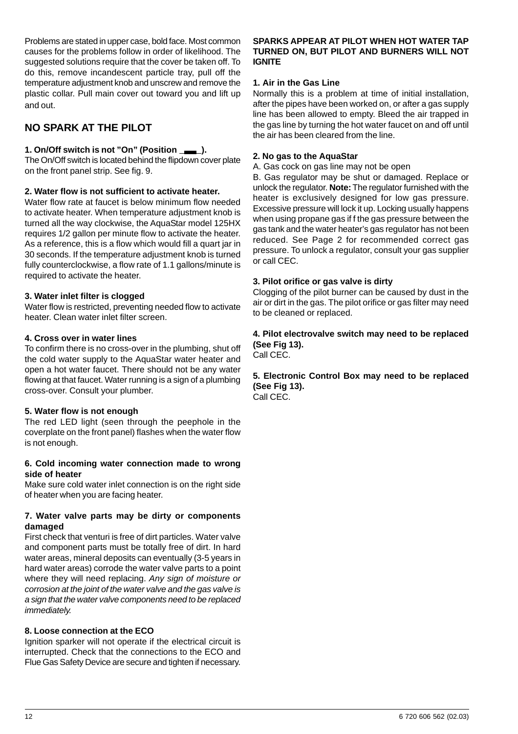Problems are stated in upper case, bold face. Most common causes for the problems follow in order of likelihood. The suggested solutions require that the cover be taken off. To do this, remove incandescent particle tray, pull off the temperature adjustment knob and unscrew and remove the plastic collar. Pull main cover out toward you and lift up and out.

## NO SPARK AT THE PILOT

**1. On/Off switch is not "On" (Position ▬).**

The On/Off switch is located behind the flipdown cover plate on the front panel strip. See fig. 9.

**2. Water flow is not sufficient to activate heater.**

Water flow rate at faucet is below minimum flow needed to activate heater. When temperature adjustment knob is turned all the way clockwise, the AquaStar model 125HX requires 1/2 gallon per minute flow to activate the heater. As a reference, this is a flow which would fill a quart jar in 30 seconds. If the temperature adjustment knob is turned fully counterclockwise, a flow rate of 1.1 gallons/minute is required to activate the heater.

**3. Water inlet filter is clogged**

Water flow is restricted, preventing needed flow to activate heater. Clean water inlet filter screen.

**4. Cross over in water lines**

To confirm there is no cross-over in the plumbing, shut off the cold water supply to the AquaStar water heater and open a hot water faucet. There should not be any water flowing at that faucet. Water running is a sign of a plumbing cross-over. Consult your plumber.

**5. Water flow is not enough**

The red LED light (seen through the peephole in the coverplate on the front panel) flashes when the water flow is not enough.

**6. Cold incoming water connection made to wrong side of heater**

Make sure cold water inlet connection is on the right side of heater when you are facing heater.

**7. Water valve parts may be dirty or components damaged**

First check that venturi is free of dirt particles. Water valve and component parts must be totally free of dirt. In hard water areas, mineral deposits can eventually (3-5 years in hard water areas) corrode the water valve parts to a point where they will need replacing. *Any sign of moisture or corrosion at the joint of the water valve and the gas valve is a sign that the water valve components need to be replaced immediately.*

**8. Loose connection at the ECO**

Ignition sparker will not operate if the electrical circuit is interrupted. Check that the connections to the ECO and Flue Gas Safety Device are secure and tighten if necessary.

**SPARKS APPEAR AT PILOT WHEN HOT WATER TAP TURNED ON, BUT PILOT AND BURNERS WILL NOT IGNITE**

**1. Air in the Gas Line**

Normally this is a problem at time of initial installation, after the pipes have been worked on, or after a gas supply line has been allowed to empty. Bleed the air trapped in the gas line by turning the hot water faucet on and off until the air has been cleared from the line.

**2. No gas to the AquaStar**

A. Gas cock on gas line may not be open

B. Gas regulator may be shut or damaged. Replace or unlock the regulator. **Note:** The regulator furnished with the heater is exclusively designed for low gas pressure. Excessive pressure will lock it up. Locking usually happens when using propane gas if f the gas pressure between the gas tank and the water heater's gas regulator has not been reduced. See Page 2 for recommended correct gas pressure. To unlock a regulator, consult your gas supplier or call CEC.

**3. Pilot orifice or gas valve is dirty**

Clogging of the pilot burner can be caused by dust in the air or dirt in the gas. The pilot orifice or gas filter may need to be cleaned or replaced.

**4. Pilot electrovalve switch may need to be replaced (See Fig 13).**

Call CEC.

**5. Electronic Control Box may need to be replaced (See Fig 13).**

Call CEC.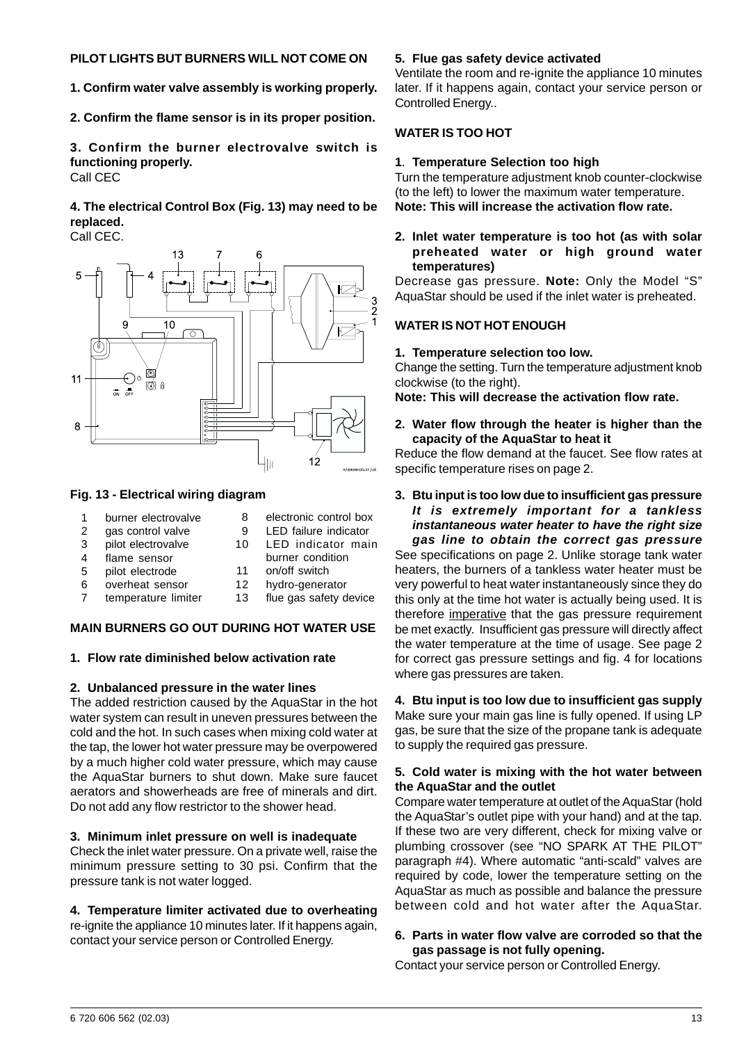**PILOT LIGHTS BUT BURNERS WILL NOT COME ON**

**1. Confirm water valve assembly is working properly.**

**2. Confirm the flame sensor is in its proper position.**

**3. Confirm the burner electrovalve switch is functioning properly.**
Call CEC

**4. The electrical Control Box (Fig. 13) may need to be replaced.**
Call CEC.

**Fig. 13 - Electrical wiring diagram**

| | | | |
|---|---|---|---|
| 1 | burner electrovalve | 8 | electronic control box |
| 2 | gas control valve | 9 | LED failure indicator |
| 3 | pilot electrovalve | 10 | LED indicator main burner condition |
| 4 | flame sensor | | |
| 5 | pilot electrode | 11 | on/off switch |
| 6 | overheat sensor | 12 | hydro-generator |
| 7 | temperature limiter | 13 | flue gas safety device |

**MAIN BURNERS GO OUT DURING HOT WATER USE**

**1. Flow rate diminished below activation rate**

**2. Unbalanced pressure in the water lines**
The added restriction caused by the AquaStar in the hot water system can result in uneven pressures between the cold and the hot. In such cases when mixing cold water at the tap, the lower hot water pressure may be overpowered by a much higher cold water pressure, which may cause the AquaStar burners to shut down. Make sure faucet aerators and showerheads are free of minerals and dirt. Do not add any flow restrictor to the shower head.

**3. Minimum inlet pressure on well is inadequate**
Check the inlet water pressure. On a private well, raise the minimum pressure setting to 30 psi. Confirm that the pressure tank is not water logged.

**4. Temperature limiter activated due to overheating**
re-ignite the appliance 10 minutes later. If it happens again, contact your service person or Controlled Energy.

**5. Flue gas safety device activated**
Ventilate the room and re-ignite the appliance 10 minutes later. If it happens again, contact your service person or Controlled Energy..

**WATER IS TOO HOT**

**1. Temperature Selection too high**
Turn the temperature adjustment knob counter-clockwise (to the left) to lower the maximum water temperature.
**Note: This will increase the activation flow rate.**

**2. Inlet water temperature is too hot (as with solar preheated water or high ground water temperatures)**
Decrease gas pressure. **Note:** Only the Model "S" AquaStar should be used if the inlet water is preheated.

**WATER IS NOT HOT ENOUGH**

**1. Temperature selection too low.**
Change the setting. Turn the temperature adjustment knob clockwise (to the right).
**Note: This will decrease the activation flow rate.**

**2. Water flow through the heater is higher than the capacity of the AquaStar to heat it**
Reduce the flow demand at the faucet. See flow rates at specific temperature rises on page 2.

**3. Btu input is too low due to insufficient gas pressure** ***It is extremely important for a tankless instantaneous water heater to have the right size gas line to obtain the correct gas pressure***
See specifications on page 2. Unlike storage tank water heaters, the burners of a tankless water heater must be very powerful to heat water instantaneously since they do this only at the time hot water is actually being used. It is therefore imperative that the gas pressure requirement be met exactly. Insufficient gas pressure will directly affect the water temperature at the time of usage. See page 2 for correct gas pressure settings and fig. 4 for locations where gas pressures are taken.

**4. Btu input is too low due to insufficient gas supply**
Make sure your main gas line is fully opened. If using LP gas, be sure that the size of the propane tank is adequate to supply the required gas pressure.

**5. Cold water is mixing with the hot water between the AquaStar and the outlet**
Compare water temperature at outlet of the AquaStar (hold the AquaStar's outlet pipe with your hand) and at the tap. If these two are very different, check for mixing valve or plumbing crossover (see "NO SPARK AT THE PILOT" paragraph #4). Where automatic "anti-scald" valves are required by code, lower the temperature setting on the AquaStar as much as possible and balance the pressure between cold and hot water after the AquaStar.

**6. Parts in water flow valve are corroded so that the gas passage is not fully opening.**
Contact your service person or Controlled Energy.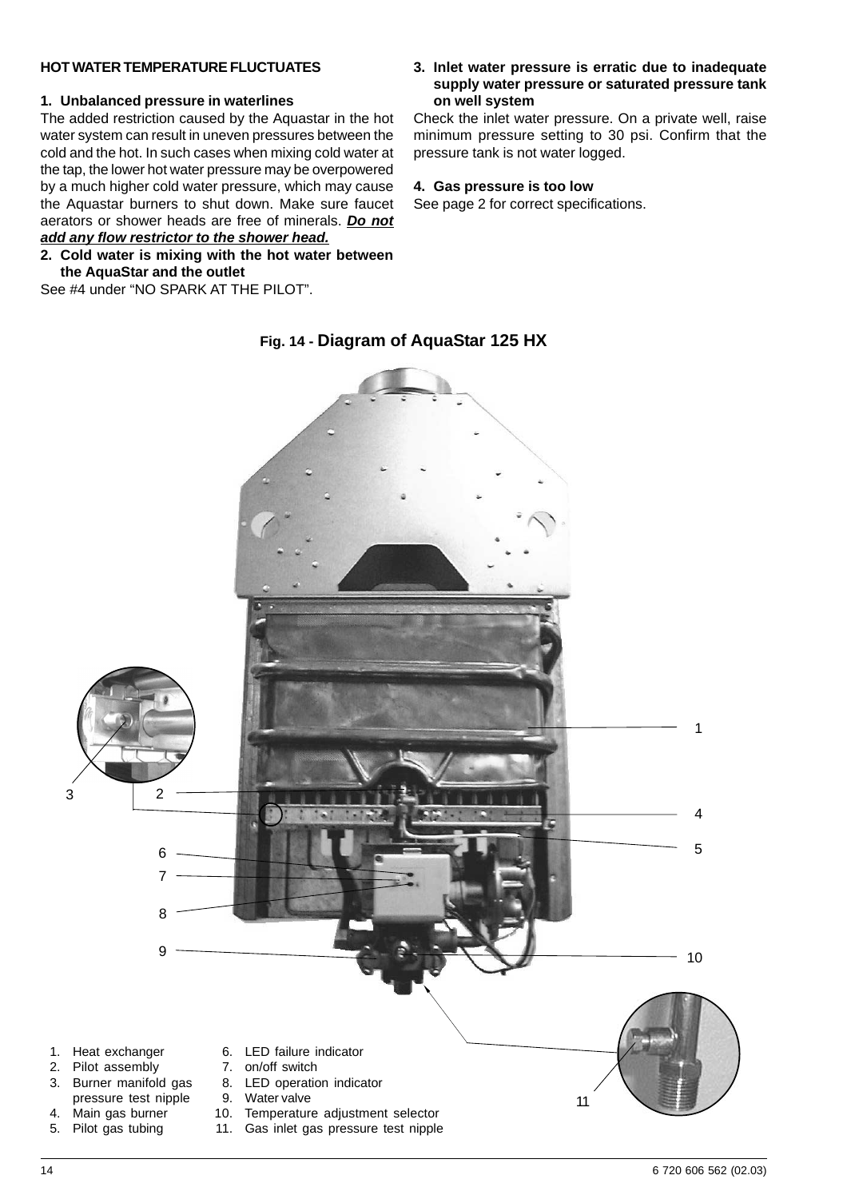## HOT WATER TEMPERATURE FLUCTUATES

**1. Unbalanced pressure in waterlines**

The added restriction caused by the Aquastar in the hot water system can result in uneven pressures between the cold and the hot. In such cases when mixing cold water at the tap, the lower hot water pressure may be overpowered by a much higher cold water pressure, which may cause the Aquastar burners to shut down. Make sure faucet aerators or shower heads are free of minerals. ***Do not add any flow restrictor to the shower head.***

**2. Cold water is mixing with the hot water between the AquaStar and the outlet**

See #4 under "NO SPARK AT THE PILOT".

**3. Inlet water pressure is erratic due to inadequate supply water pressure or saturated pressure tank on well system**

Check the inlet water pressure. On a private well, raise minimum pressure setting to 30 psi. Confirm that the pressure tank is not water logged.

**4. Gas pressure is too low**

See page 2 for correct specifications.

Fig. 14 - **Diagram of AquaStar 125 HX**

1. Heat exchanger
2. Pilot assembly
3. Burner manifold gas pressure test nipple
4. Main gas burner
5. Pilot gas tubing
6. LED failure indicator
7. on/off switch
8. LED operation indicator
9. Water valve
10. Temperature adjustment selector
11. Gas inlet gas pressure test nipple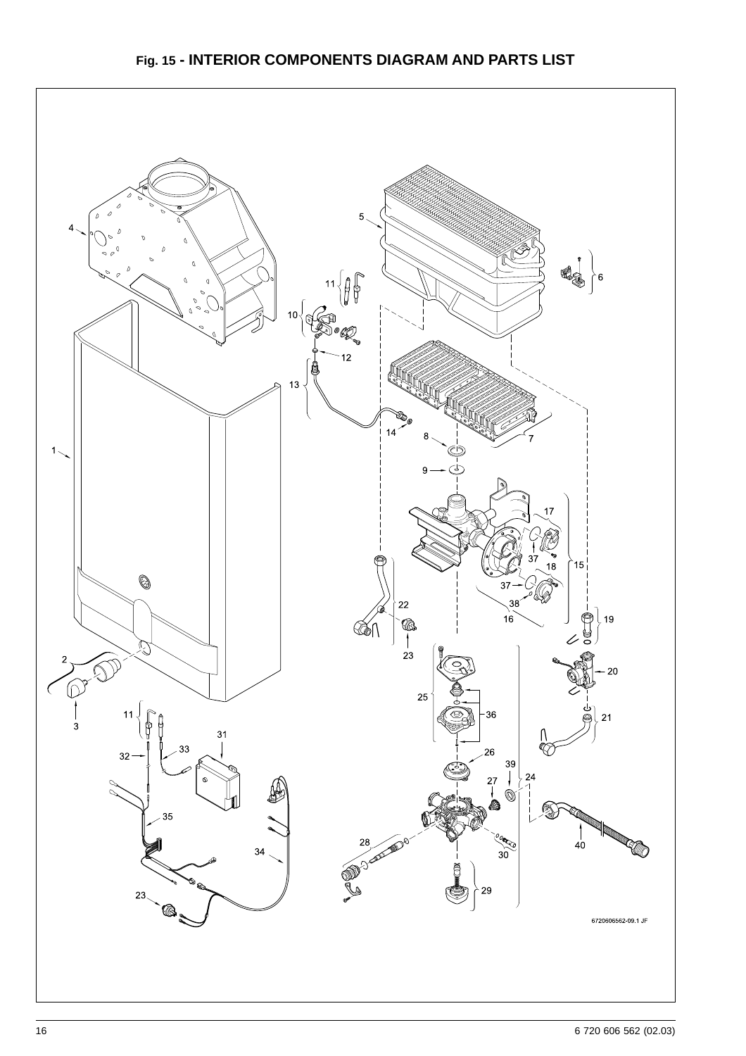## Fig. 15 - INTERIOR COMPONENTS DIAGRAM AND PARTS LIST

6720606562-09.1 JF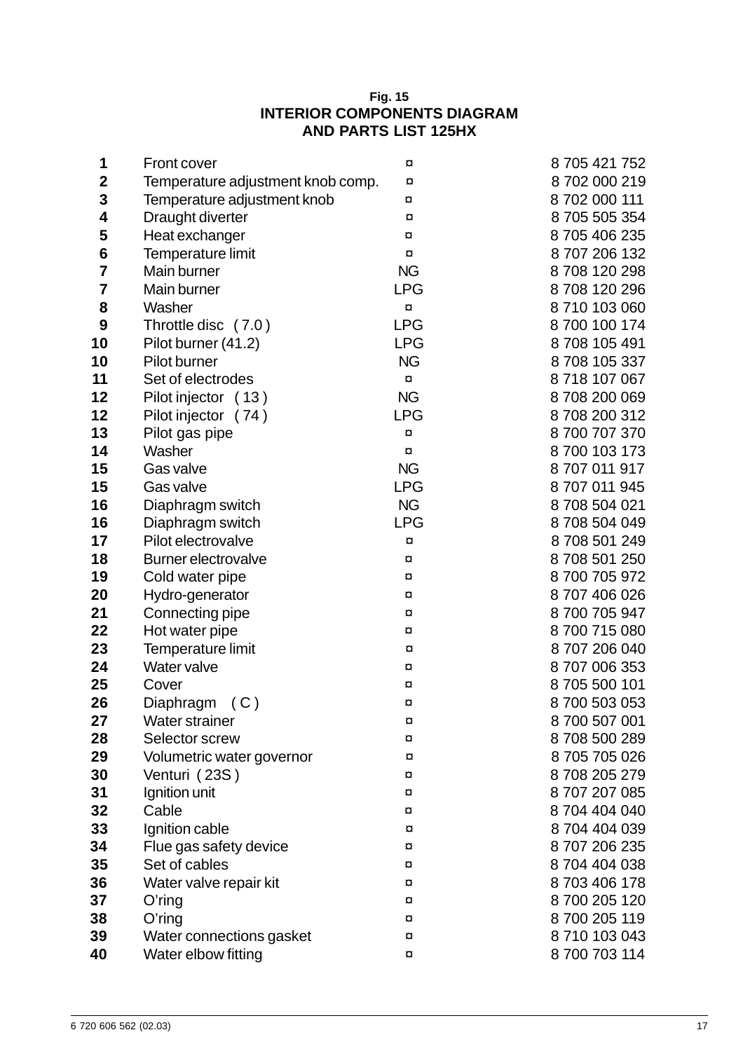**Fig. 15**

**INTERIOR COMPONENTS DIAGRAM AND PARTS LIST 125HX**

| | | | |
|---|---|---|---|
| **1** | Front cover | ¤ | 8 705 421 752 |
| **2** | Temperature adjustment knob comp. | ¤ | 8 702 000 219 |
| **3** | Temperature adjustment knob | ¤ | 8 702 000 111 |
| **4** | Draught diverter | ¤ | 8 705 505 354 |
| **5** | Heat exchanger | ¤ | 8 705 406 235 |
| **6** | Temperature limit | ¤ | 8 707 206 132 |
| **7** | Main burner | NG | 8 708 120 298 |
| **7** | Main burner | LPG | 8 708 120 296 |
| **8** | Washer | ¤ | 8 710 103 060 |
| **9** | Throttle disc ( 7.0 ) | LPG | 8 700 100 174 |
| **10** | Pilot burner (41.2) | LPG | 8 708 105 491 |
| **10** | Pilot burner | NG | 8 708 105 337 |
| **11** | Set of electrodes | ¤ | 8 718 107 067 |
| **12** | Pilot injector ( 13 ) | NG | 8 708 200 069 |
| **12** | Pilot injector ( 74 ) | LPG | 8 708 200 312 |
| **13** | Pilot gas pipe | ¤ | 8 700 707 370 |
| **14** | Washer | ¤ | 8 700 103 173 |
| **15** | Gas valve | NG | 8 707 011 917 |
| **15** | Gas valve | LPG | 8 707 011 945 |
| **16** | Diaphragm switch | NG | 8 708 504 021 |
| **16** | Diaphragm switch | LPG | 8 708 504 049 |
| **17** | Pilot electrovalve | ¤ | 8 708 501 249 |
| **18** | Burner electrovalve | ¤ | 8 708 501 250 |
| **19** | Cold water pipe | ¤ | 8 700 705 972 |
| **20** | Hydro-generator | ¤ | 8 707 406 026 |
| **21** | Connecting pipe | ¤ | 8 700 705 947 |
| **22** | Hot water pipe | ¤ | 8 700 715 080 |
| **23** | Temperature limit | ¤ | 8 707 206 040 |
| **24** | Water valve | ¤ | 8 707 006 353 |
| **25** | Cover | ¤ | 8 705 500 101 |
| **26** | Diaphragm ( C ) | ¤ | 8 700 503 053 |
| **27** | Water strainer | ¤ | 8 700 507 001 |
| **28** | Selector screw | ¤ | 8 708 500 289 |
| **29** | Volumetric water governor | ¤ | 8 705 705 026 |
| **30** | Venturi ( 23S ) | ¤ | 8 708 205 279 |
| **31** | Ignition unit | ¤ | 8 707 207 085 |
| **32** | Cable | ¤ | 8 704 404 040 |
| **33** | Ignition cable | ¤ | 8 704 404 039 |
| **34** | Flue gas safety device | ¤ | 8 707 206 235 |
| **35** | Set of cables | ¤ | 8 704 404 038 |
| **36** | Water valve repair kit | ¤ | 8 703 406 178 |
| **37** | O'ring | ¤ | 8 700 205 120 |
| **38** | O'ring | ¤ | 8 700 205 119 |
| **39** | Water connections gasket | ¤ | 8 710 103 043 |
| **40** | Water elbow fitting | ¤ | 8 700 703 114 |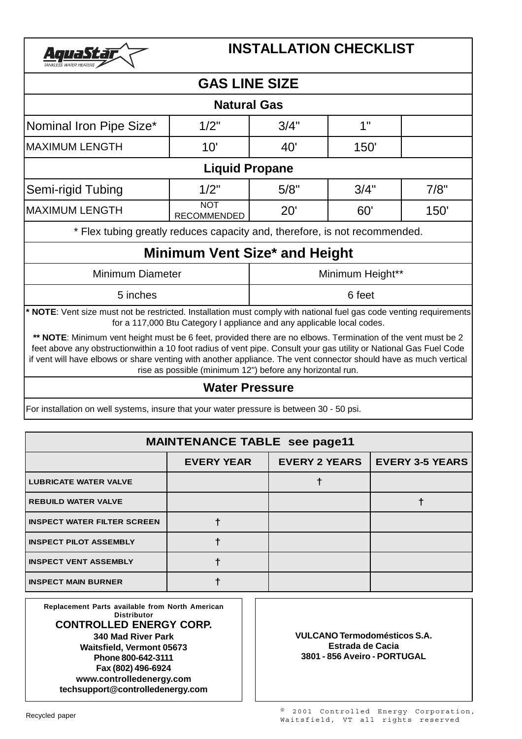AquaStar TANKLESS WATER HEATERS

# INSTALLATION CHECKLIST

## GAS LINE SIZE

### Natural Gas

| Nominal Iron Pipe Size* | 1/2" | 3/4" | 1" | |
|---|---|---|---|---|
| MAXIMUM LENGTH | 10' | 40' | 150' | |

### Liquid Propane

| Semi-rigid Tubing | 1/2" | 5/8" | 3/4" | 7/8" |
|---|---|---|---|---|
| MAXIMUM LENGTH | NOT RECOMMENDED | 20' | 60' | 150' |

* Flex tubing greatly reduces capacity and, therefore, is not recommended.

## Minimum Vent Size* and Height

| Minimum Diameter | Minimum Height** |
|---|---|
| 5 inches | 6 feet |

**\* NOTE**: Vent size must not be restricted. Installation must comply with national fuel gas code venting requirements for a 117,000 Btu Category I appliance and any applicable local codes.

**\*\* NOTE**: Minimum vent height must be 6 feet, provided there are no elbows. Termination of the vent must be 2 feet above any obstructionwithin a 10 foot radius of vent pipe. Consult your gas utility or National Gas Fuel Code if vent will have elbows or share venting with another appliance. The vent connector should have as much vertical rise as possible (minimum 12") before any horizontal run.

## Water Pressure

For installation on well systems, insure that your water pressure is between 30 - 50 psi.

## MAINTENANCE TABLE see page11

| | EVERY YEAR | EVERY 2 YEARS | EVERY 3-5 YEARS |
|---|---|---|---|
| LUBRICATE WATER VALVE | | † | |
| REBUILD WATER VALVE | | | † |
| INSPECT WATER FILTER SCREEN | † | | |
| INSPECT PILOT ASSEMBLY | † | | |
| INSPECT VENT ASSEMBLY | † | | |
| INSPECT MAIN BURNER | † | | |

Replacement Parts available from North American Distributor
**CONTROLLED ENERGY CORP.**
**340 Mad River Park**
**Waitsfield, Vermont 05673**
**Phone 800-642-3111**
**Fax (802) 496-6924**
**www.controlledenergy.com**
**techsupport@controlledenergy.com**

**VULCANO Termodomésticos S.A.**
**Estrada de Cacia**
**3801 - 856 Aveiro - PORTUGAL**

Recycled paper

© 2001 Controlled Energy Corporation, Waitsfield, VT all rights reserved